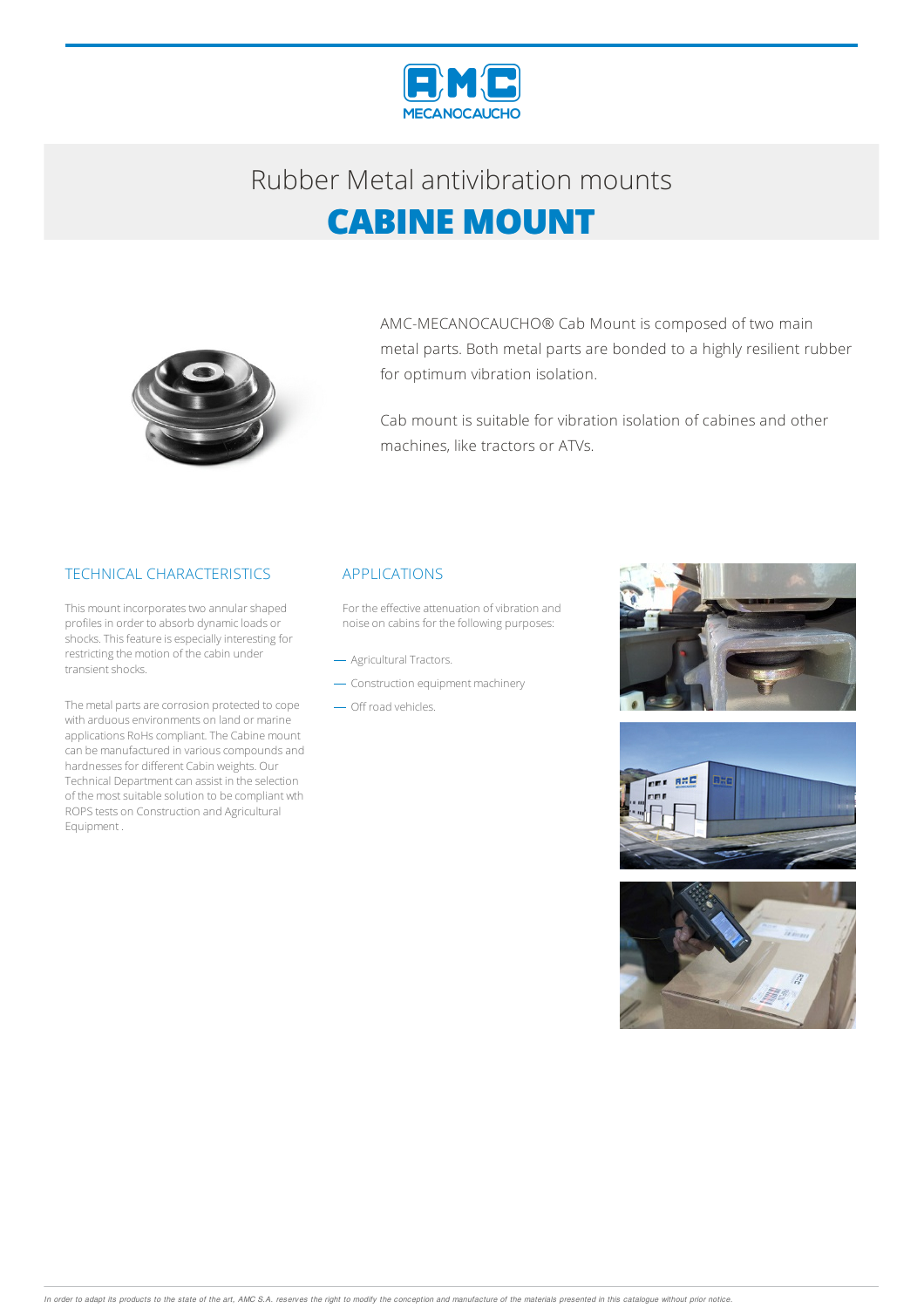MECANOCAUCHO

Rubber Metal antivibration mounts

# CABINE MOUNT

AMC-MECANOCAUCHO® Cab Mount is composed of two main metal parts. Both metal parts are bonded to a highly resilient rubber for optimum vibration isolation.

Cab mount is suitable for vibration isolation of cabines and other machines, like tractors or ATVs.

## TECHNICAL CHARACTERISTICS

This mount incorporates two annular shaped profiles in order to absorb dynamic loads or shocks. This feature is especially interesting for restricting the motion of the cabin under transient shocks.

The metal parts are corrosion protected to cope with arduous environments on land or marine applications RoHs compliant. The Cabine mount can be manufactured in various compounds and hardnesses for different Cabin weights. Our Technical Department can assist in the selection of the most suitable solution to be compliant wth ROPS tests on Construction and Agricultural Equipment .

## APPLICATIONS

For the effective attenuation of vibration and noise on cabins for the following purposes:

- Agricultural Tractors.
- Construction equipment machinery
- Off road vehicles.

*In order to adapt its products to the state of the art, AMC S.A. reserves the right to modify the conception and manufacture of the materials presented in this catalogue without prior notice.*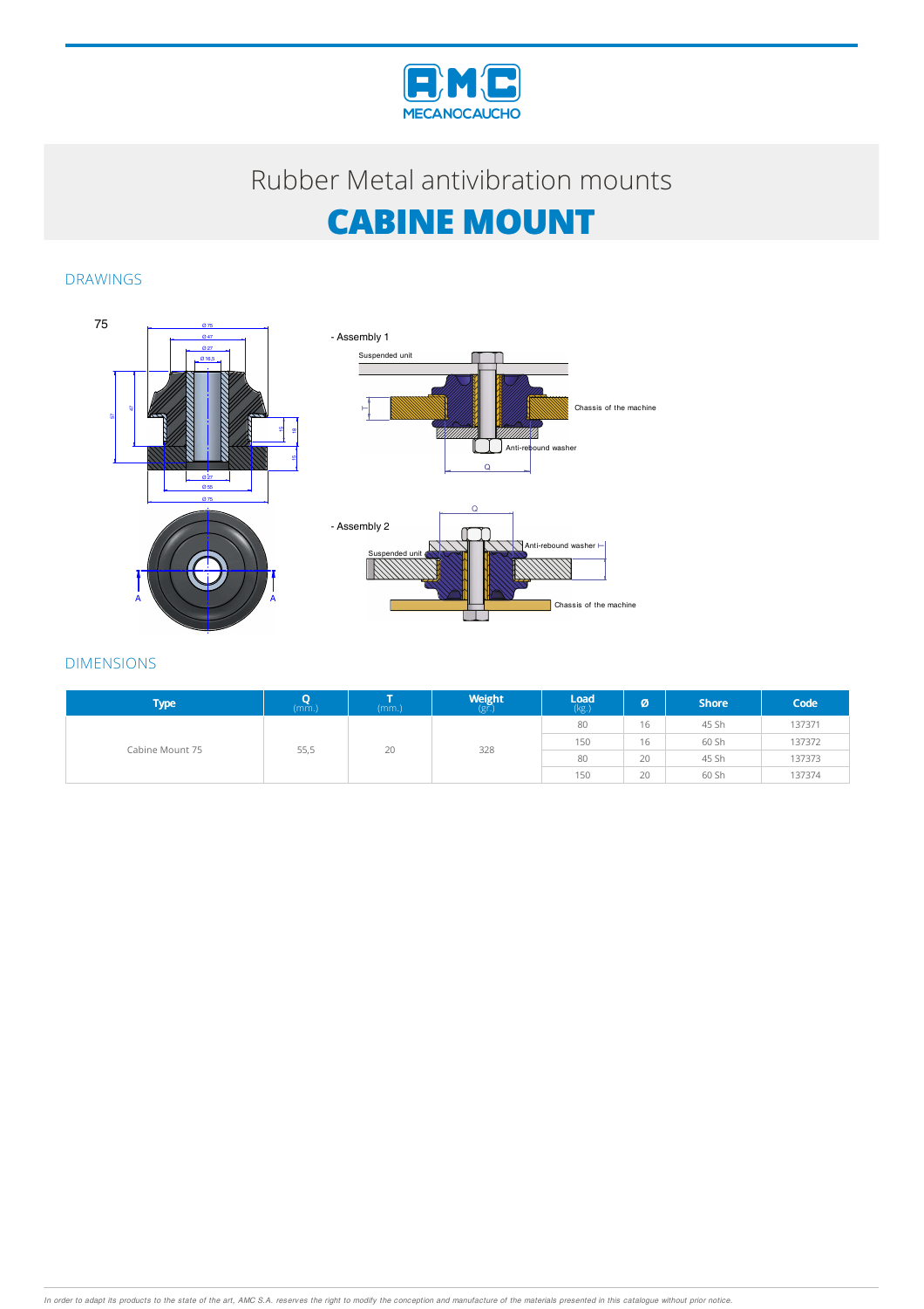# Rubber Metal antivibration mounts

# CABINE MOUNT

## DRAWINGS

75

- Assembly 1

Suspended unit

Chassis of the machine

Anti-rebound washer

- Assembly 2

Suspended unit

Anti-rebound washer

Chassis of the machine

## DIMENSIONS

| Type | Q (mm.) | T (mm.) | Weight (gr.) | Load (kg.) | Ø | Shore | Code |
|---|---|---|---|---|---|---|---|
| Cabine Mount 75 | 55,5 | 20 | 328 | 80 | 16 | 45 Sh | 137371 |
| | | | | 150 | 16 | 60 Sh | 137372 |
| | | | | 80 | 20 | 45 Sh | 137373 |
| | | | | 150 | 20 | 60 Sh | 137374 |

*In order to adapt its products to the state of the art, AMC S.A. reserves the right to modify the conception and manufacture of the materials presented in this catalogue without prior notice.*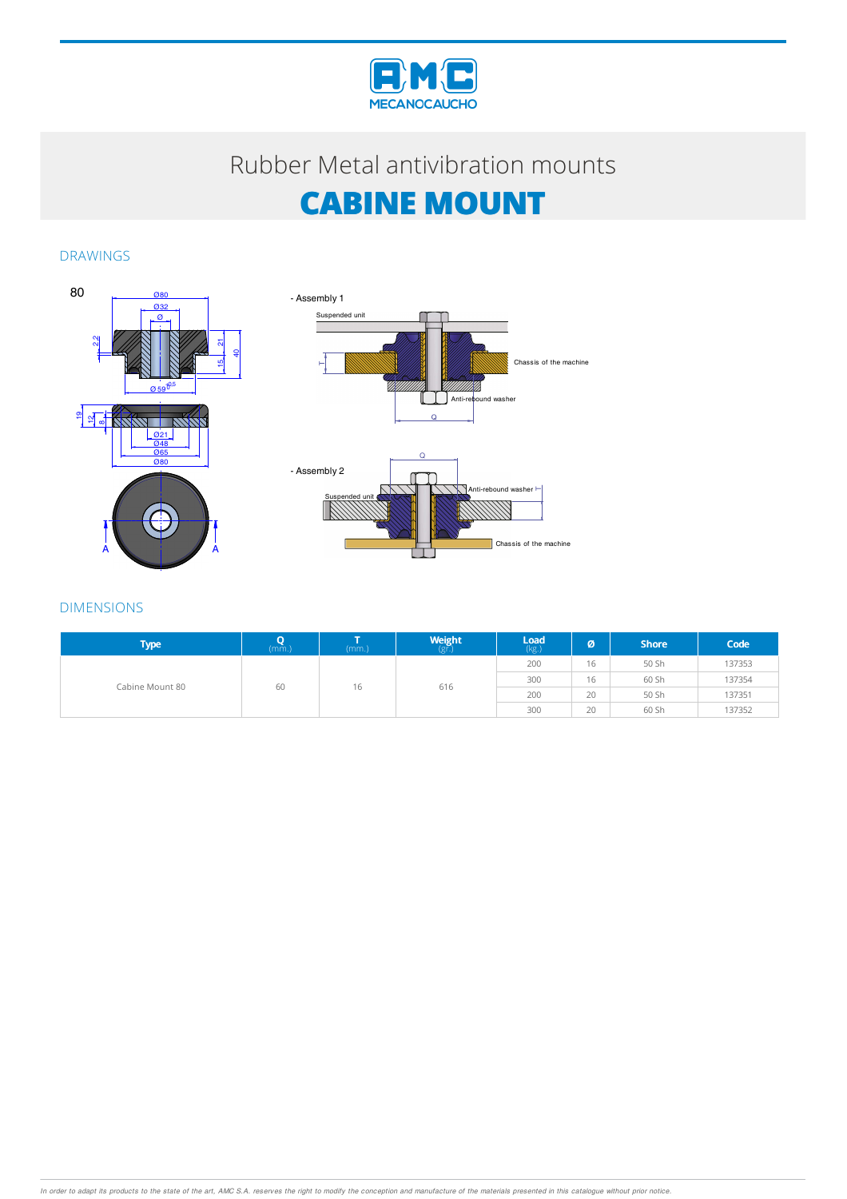Rubber Metal antivibration mounts

# CABINE MOUNT

## DRAWINGS

80

- Assembly 1

Suspended unit

Chassis of the machine

Anti-rebound washer

- Assembly 2

Anti-rebound washer

Suspended unit

Chassis of the machine

## DIMENSIONS

| Type | Q (mm.) | T (mm.) | Weight (gr.) | Load (kg.) | Ø | Shore | Code |
|---|---|---|---|---|---|---|---|
| Cabine Mount 80 | 60 | 16 | 616 | 200 | 16 | 50 Sh | 137353 |
| | | | | 300 | 16 | 60 Sh | 137354 |
| | | | | 200 | 20 | 50 Sh | 137351 |
| | | | | 300 | 20 | 60 Sh | 137352 |

*In order to adapt its products to the state of the art, AMC S.A. reserves the right to modify the conception and manufacture of the materials presented in this catalogue without prior notice.*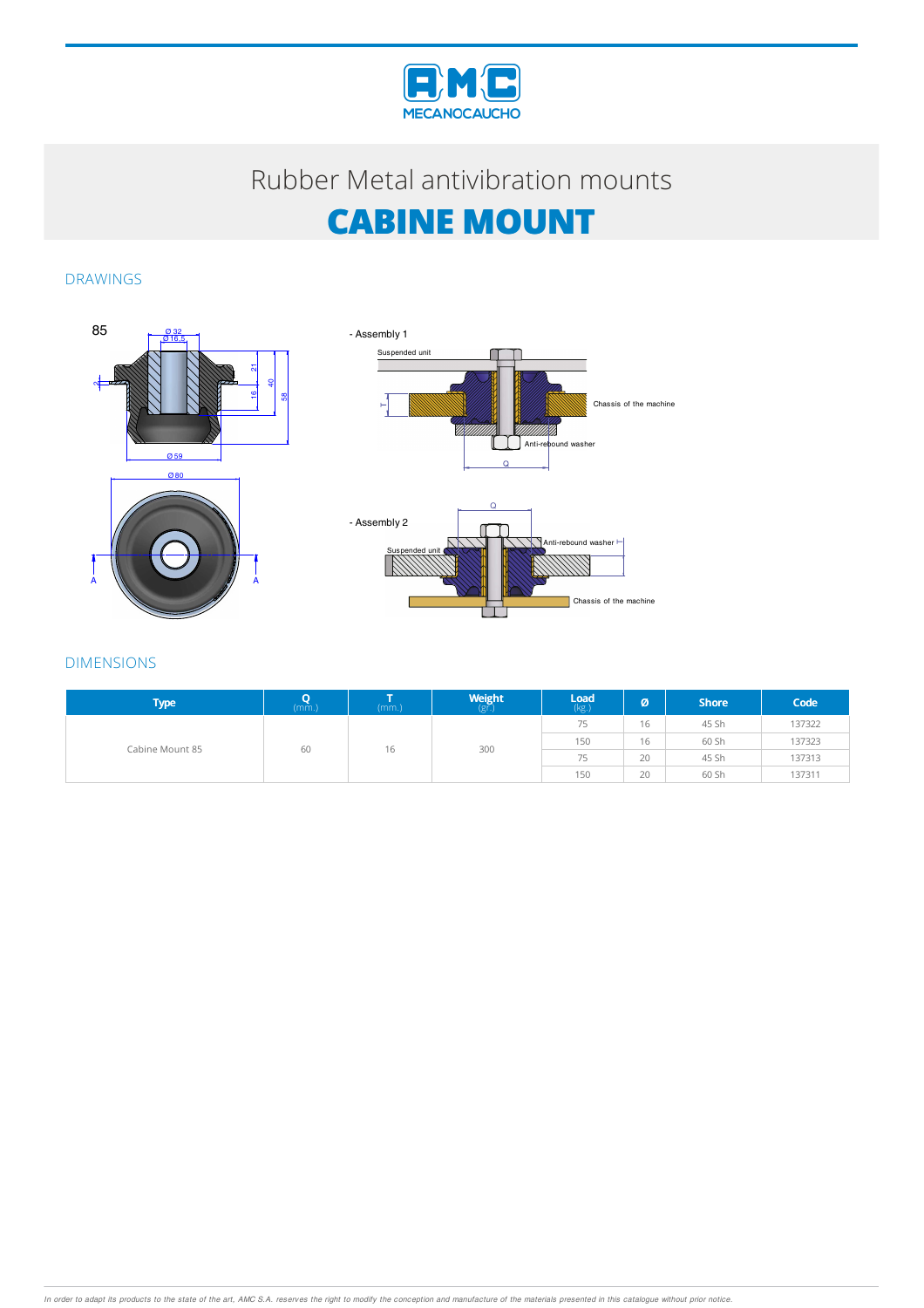# Rubber Metal antivibration mounts

# CABINE MOUNT

## DRAWINGS

85

- Assembly 1

Suspended unit

Chassis of the machine

Anti-rebound washer

- Assembly 2

Suspended unit

Anti-rebound washer

Chassis of the machine

## DIMENSIONS

| Type | Q (mm.) | T (mm.) | Weight (gr.) | Load (kg.) | Ø | Shore | Code |
|---|---|---|---|---|---|---|---|
| Cabine Mount 85 | 60 | 16 | 300 | 75 | 16 | 45 Sh | 137322 |
| | | | | 150 | 16 | 60 Sh | 137323 |
| | | | | 75 | 20 | 45 Sh | 137313 |
| | | | | 150 | 20 | 60 Sh | 137311 |

*In order to adapt its products to the state of the art, AMC S.A. reserves the right to modify the conception and manufacture of the materials presented in this catalogue without prior notice.*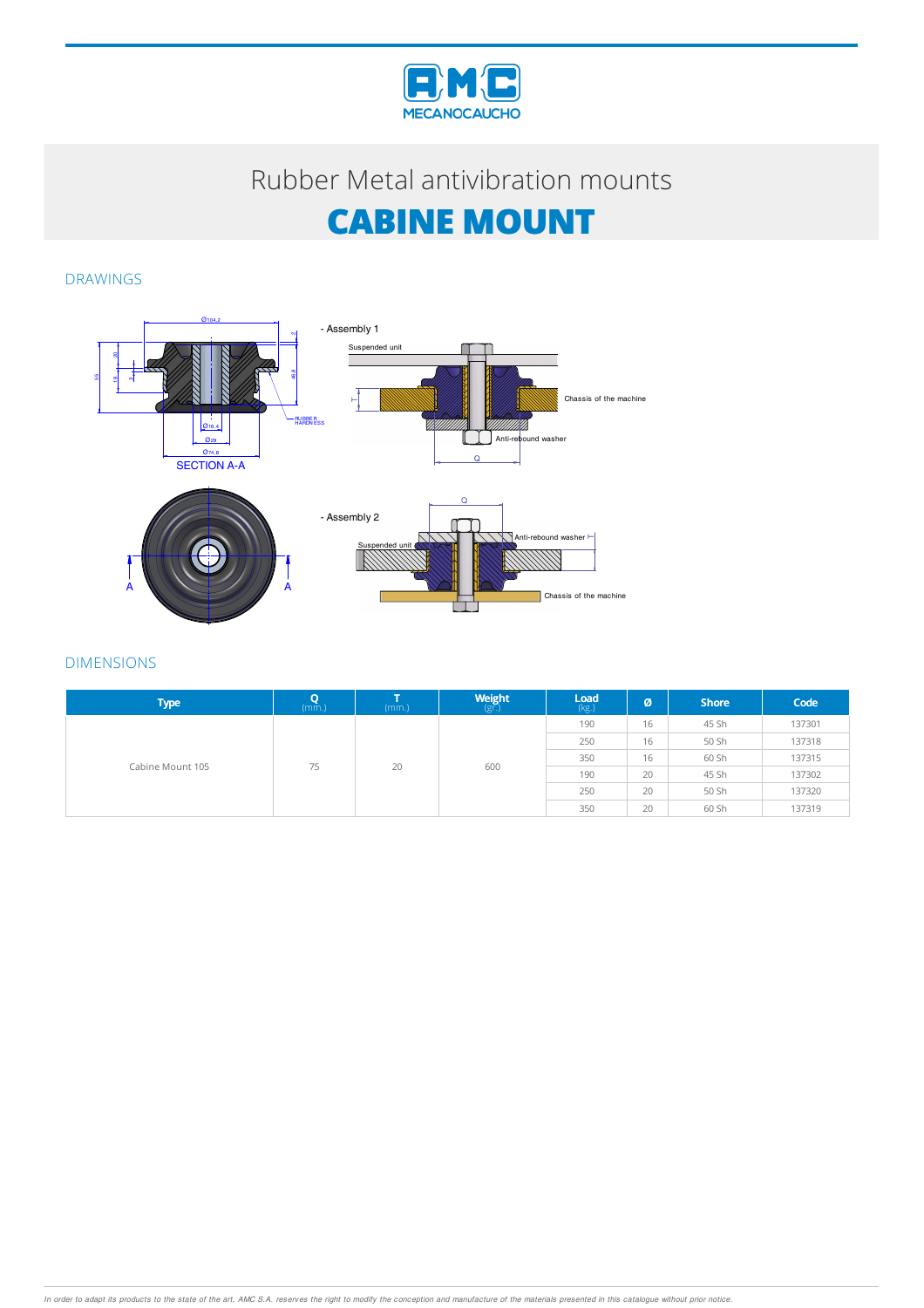# Rubber Metal antivibration mounts

# CABINE MOUNT

## DRAWINGS

SECTION A-A

- Assembly 1

Suspended unit

Chassis of the machine

Anti-rebound washer

- Assembly 2

Anti-rebound washer

Suspended unit

Chassis of the machine

## DIMENSIONS

| Type | Q (mm.) | T (mm.) | Weight (gr.) | Load (kg.) | Ø | Shore | Code |
|---|---|---|---|---|---|---|---|
| Cabine Mount 105 | 75 | 20 | 600 | 190 | 16 | 45 Sh | 137301 |
| | | | | 250 | 16 | 50 Sh | 137318 |
| | | | | 350 | 16 | 60 Sh | 137315 |
| | | | | 190 | 20 | 45 Sh | 137302 |
| | | | | 250 | 20 | 50 Sh | 137320 |
| | | | | 350 | 20 | 60 Sh | 137319 |

*In order to adapt its products to the state of the art, AMC S.A. reserves the right to modify the conception and manufacture of the materials presented in this catalogue without prior notice.*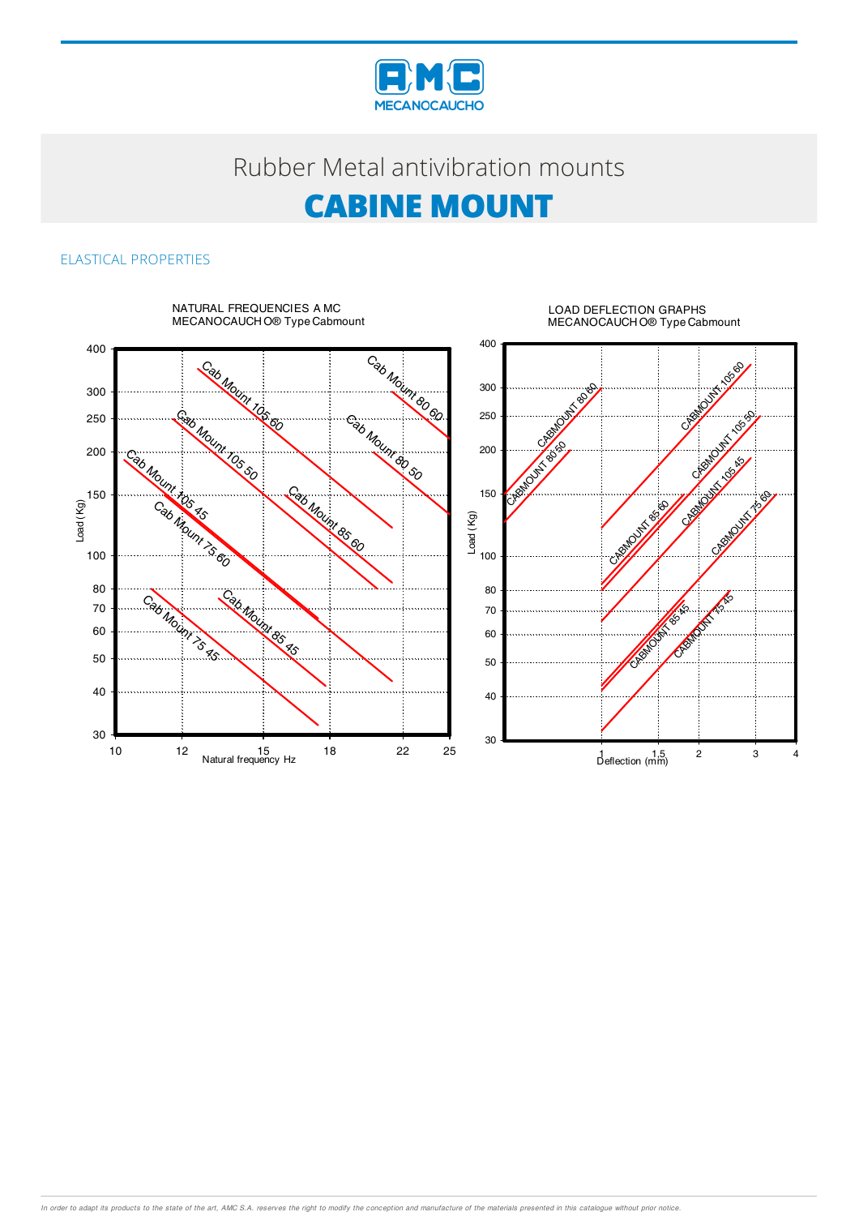# Rubber Metal antivibration mounts

# CABINE MOUNT

## ELASTICAL PROPERTIES

NATURAL FREQUENCIES A MC MECANOCAUCH O® Type Cabmount

LOAD DEFLECTION GRAPHS MECANOCAUCH O® Type Cabmount

*In order to adapt its products to the state of the art, AMC S.A. reserves the right to modify the conception and manufacture of the materials presented in this catalogue without prior notice.*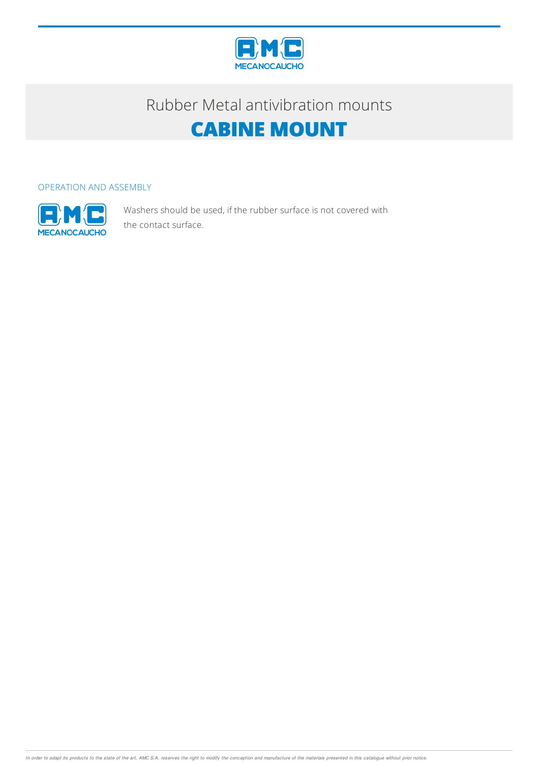Rubber Metal antivibration mounts

# CABINE MOUNT

## OPERATION AND ASSEMBLY

Washers should be used, if the rubber surface is not covered with the contact surface.

*In order to adapt its products to the state of the art, AMC S.A. reserves the right to modify the conception and manufacture of the materials presented in this catalogue without prior notice.*